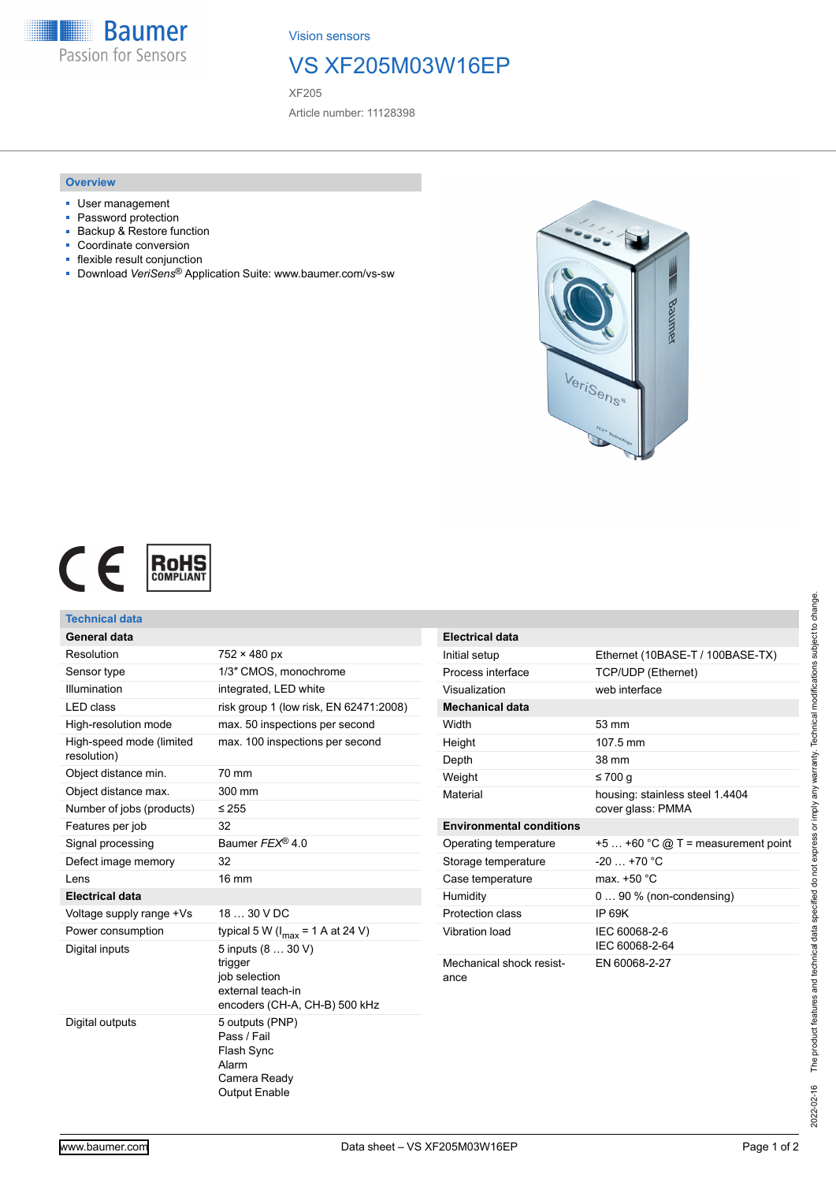Vision sensors

# VS XF205M03W16EP

XF205

Article number: 11128398

## Overview

- User management
- Password protection
- Backup & Restore function
- Coordinate conversion
- flexible result conjunction
- Download *VeriSens*® Application Suite: www.baumer.com/vs-sw

## Technical data

| **General data** | |
|---|---|
| Resolution | 752 × 480 px |
| Sensor type | 1/3″ CMOS, monochrome |
| Illumination | integrated, LED white |
| LED class | risk group 1 (low risk, EN 62471:2008) |
| High-resolution mode | max. 50 inspections per second |
| High-speed mode (limited resolution) | max. 100 inspections per second |
| Object distance min. | 70 mm |
| Object distance max. | 300 mm |
| Number of jobs (products) | ≤ 255 |
| Features per job | 32 |
| Signal processing | Baumer *FEX*® 4.0 |
| Defect image memory | 32 |
| Lens | 16 mm |
| **Electrical data** | |
| Voltage supply range +Vs | 18 … 30 V DC |
| Power consumption | typical 5 W ($I_{max}$ = 1 A at 24 V) |
| Digital inputs | 5 inputs (8 … 30 V)<br>trigger<br>job selection<br>external teach-in<br>encoders (CH-A, CH-B) 500 kHz |
| Digital outputs | 5 outputs (PNP)<br>Pass / Fail<br>Flash Sync<br>Alarm<br>Camera Ready<br>Output Enable |

| **Electrical data** | |
|---|---|
| Initial setup | Ethernet (10BASE-T / 100BASE-TX) |
| Process interface | TCP/UDP (Ethernet) |
| Visualization | web interface |
| **Mechanical data** | |
| Width | 53 mm |
| Height | 107.5 mm |
| Depth | 38 mm |
| Weight | ≤ 700 g |
| Material | housing: stainless steel 1.4404<br>cover glass: PMMA |
| **Environmental conditions** | |
| Operating temperature | +5 … +60 °C @ T = measurement point |
| Storage temperature | -20 … +70 °C |
| Case temperature | max. +50 °C |
| Humidity | 0 … 90 % (non-condensing) |
| Protection class | IP 69K |
| Vibration load | IEC 60068-2-6<br>IEC 60068-2-64 |
| Mechanical shock resistance | EN 60068-2-27 |

2022-02-16 The product features and technical data specified do not express or imply any warranty. Technical modifications subject to change.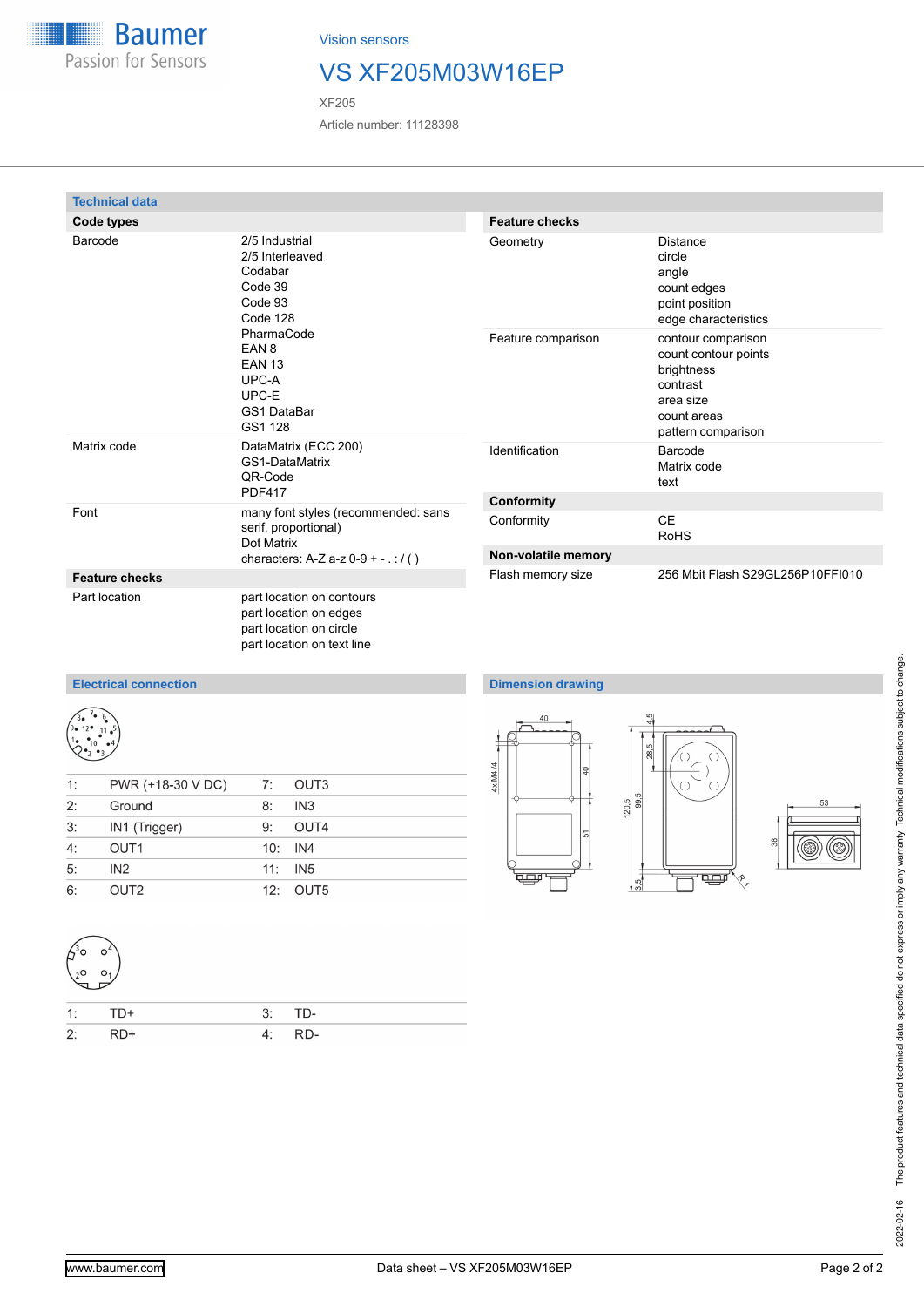Vision sensors

# VS XF205M03W16EP

XF205

Article number: 11128398

## Technical data

| Code types | |
|---|---|
| Barcode | 2/5 Industrial<br>2/5 Interleaved<br>Codabar<br>Code 39<br>Code 93<br>Code 128<br>PharmaCode<br>EAN 8<br>EAN 13<br>UPC-A<br>UPC-E<br>GS1 DataBar<br>GS1 128 |
| Matrix code | DataMatrix (ECC 200)<br>GS1-DataMatrix<br>QR-Code<br>PDF417 |
| Font | many font styles (recommended: sans serif, proportional)<br>Dot Matrix<br>characters: A-Z a-z 0-9 + - . : / ( ) |

| Feature checks | |
|---|---|
| Part location | part location on contours<br>part location on edges<br>part location on circle<br>part location on text line |
| Geometry | Distance<br>circle<br>angle<br>count edges<br>point position<br>edge characteristics |
| Feature comparison | contour comparison<br>count contour points<br>brightness<br>contrast<br>area size<br>count areas<br>pattern comparison |
| Identification | Barcode<br>Matrix code<br>text |

| Conformity | |
|---|---|
| Conformity | CE<br>RoHS |

| Non-volatile memory | |
|---|---|
| Flash memory size | 256 Mbit Flash S29GL256P10FFI010 |

## Electrical connection

| | | | |
|---|---|---|---|
| 1: | PWR (+18-30 V DC) | 7: | OUT3 |
| 2: | Ground | 8: | IN3 |
| 3: | IN1 (Trigger) | 9: | OUT4 |
| 4: | OUT1 | 10: | IN4 |
| 5: | IN2 | 11: | IN5 |
| 6: | OUT2 | 12: | OUT5 |

| | | | |
|---|---|---|---|
| 1: | TD+ | 3: | TD- |
| 2: | RD+ | 4: | RD- |

## Dimension drawing

40
4x M4 /4
40
51
4.5
28.5
120.5
99.5
3.5
R 1
53
38

2022-02-16 The product features and technical data specified do not express or imply any warranty. Technical modifications subject to change.

www.baumer.com